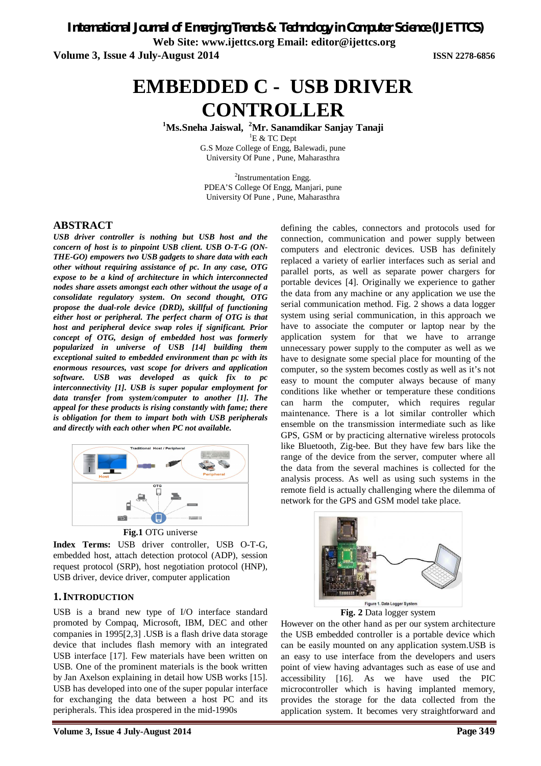# EMBEDDED C - USB DRIVER CONTROLLER

[1]Ms.Sneha Jaiswal, [2]Mr. Sanamdikar Sanjay Tanaji

[1]E & TC Dept
G.S Moze College of Engg, Balewadi, pune
University Of Pune , Pune, Maharasthra

[2]Instrumentation Engg.
PDEA'S College Of Engg, Manjari, pune
University Of Pune , Pune, Maharasthra

## ABSTRACT

***USB driver controller is nothing but USB host and the concern of host is to pinpoint USB client. USB O-T-G (ON-THE-GO) empowers two USB gadgets to share data with each other without requiring assistance of pc. In any case, OTG expose to be a kind of architecture in which interconnected nodes share assets amongst each other without the usage of a consolidate regulatory system. On second thought, OTG propose the dual-role device (DRD), skillful of functioning either host or peripheral. The perfect charm of OTG is that host and peripheral device swap roles if significant. Prior concept of OTG, design of embedded host was formerly popularized in universe of USB [14] building them exceptional suited to embedded environment than pc with its enormous resources, vast scope for drivers and application software. USB was developed as quick fix to pc interconnectivity [1]. USB is super popular employment for data transfer from system/computer to another [1]. The appeal for these products is rising constantly with fame; there is obligation for them to impart both with USB peripherals and directly with each other when PC not available.***

**Fig.1** OTG universe

**Index Terms:** USB driver controller, USB O-T-G, embedded host, attach detection protocol (ADP), session request protocol (SRP), host negotiation protocol (HNP), USB driver, device driver, computer application

## 1. INTRODUCTION

USB is a brand new type of I/O interface standard promoted by Compaq, Microsoft, IBM, DEC and other companies in 1995[2,3] .USB is a flash drive data storage device that includes flash memory with an integrated USB interface [17]. Few materials have been written on USB. One of the prominent materials is the book written by Jan Axelson explaining in detail how USB works [15]. USB has developed into one of the super popular interface for exchanging the data between a host PC and its peripherals. This idea prospered in the mid-1990s defining the cables, connectors and protocols used for connection, communication and power supply between computers and electronic devices. USB has definitely replaced a variety of earlier interfaces such as serial and parallel ports, as well as separate power chargers for portable devices [4]. Originally we experience to gather the data from any machine or any application we use the serial communication method. Fig. 2 shows a data logger system using serial communication, in this approach we have to associate the computer or laptop near by the application system for that we have to arrange unnecessary power supply to the computer as well as we have to designate some special place for mounting of the computer, so the system becomes costly as well as it's not easy to mount the computer always because of many conditions like whether or temperature these conditions can harm the computer, which requires regular maintenance. There is a lot similar controller which ensemble on the transmission intermediate such as like GPS, GSM or by practicing alternative wireless protocols like Bluetooth, Zig-bee. But they have few bars like the range of the device from the server, computer where all the data from the several machines is collected for the analysis process. As well as using such systems in the remote field is actually challenging where the dilemma of network for the GPS and GSM model take place.

**Fig. 2** Data logger system

However on the other hand as per our system architecture the USB embedded controller is a portable device which can be easily mounted on any application system.USB is an easy to use interface from the developers and users point of view having advantages such as ease of use and accessibility [16]. As we have used the PIC microcontroller which is having implanted memory, provides the storage for the data collected from the application system. It becomes very straightforward and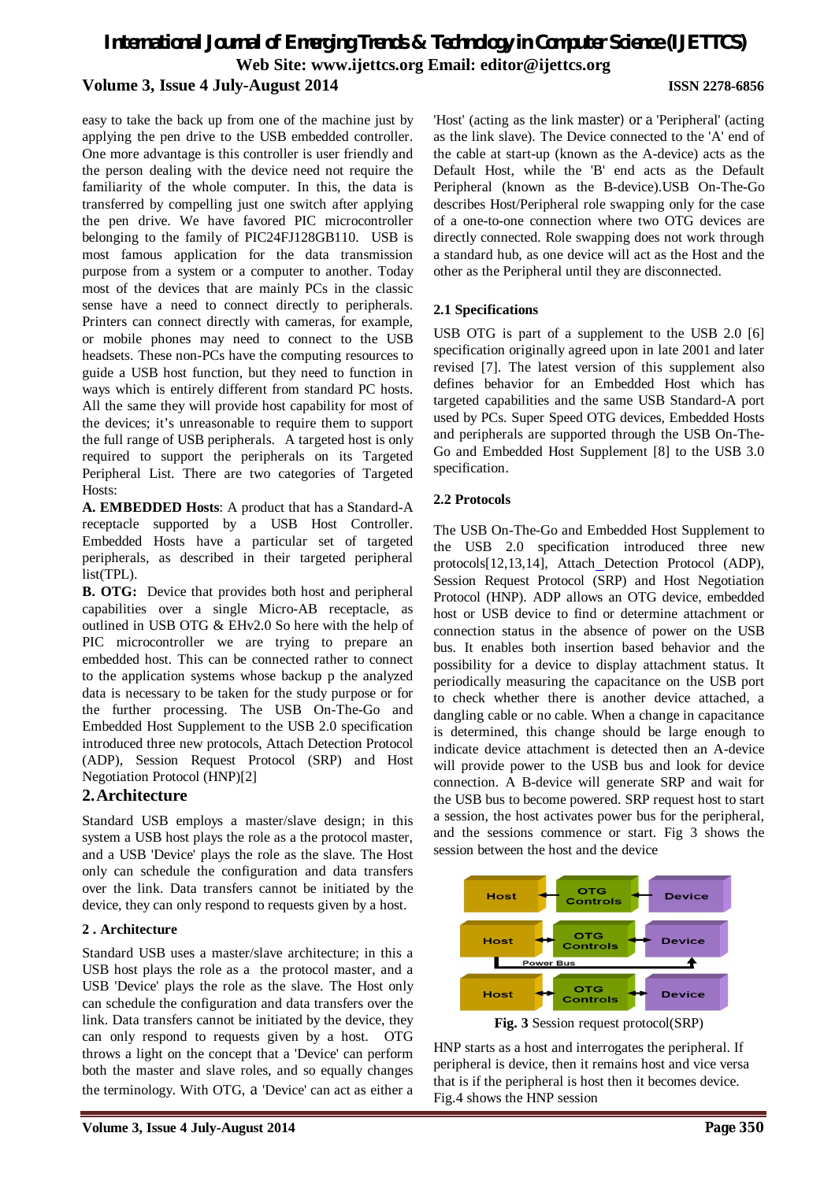easy to take the back up from one of the machine just by applying the pen drive to the USB embedded controller. One more advantage is this controller is user friendly and the person dealing with the device need not require the familiarity of the whole computer. In this, the data is transferred by compelling just one switch after applying the pen drive. We have favored PIC microcontroller belonging to the family of PIC24FJ128GB110. USB is most famous application for the data transmission purpose from a system or a computer to another. Today most of the devices that are mainly PCs in the classic sense have a need to connect directly to peripherals. Printers can connect directly with cameras, for example, or mobile phones may need to connect to the USB headsets. These non-PCs have the computing resources to guide a USB host function, but they need to function in ways which is entirely different from standard PC hosts. All the same they will provide host capability for most of the devices; it's unreasonable to require them to support the full range of USB peripherals. A targeted host is only required to support the peripherals on its Targeted Peripheral List. There are two categories of Targeted Hosts:

**A. EMBEDDED Hosts**: A product that has a Standard-A receptacle supported by a USB Host Controller. Embedded Hosts have a particular set of targeted peripherals, as described in their targeted peripheral list(TPL).

**B. OTG:** Device that provides both host and peripheral capabilities over a single Micro-AB receptacle, as outlined in USB OTG & EHv2.0 So here with the help of PIC microcontroller we are trying to prepare an embedded host. This can be connected rather to connect to the application systems whose backup p the analyzed data is necessary to be taken for the study purpose or for the further processing. The USB On-The-Go and Embedded Host Supplement to the USB 2.0 specification introduced three new protocols, Attach Detection Protocol (ADP), Session Request Protocol (SRP) and Host Negotiation Protocol (HNP)[2]

## 2. Architecture

Standard USB employs a master/slave design; in this system a USB host plays the role as a the protocol master, and a USB 'Device' plays the role as the slave. The Host only can schedule the configuration and data transfers over the link. Data transfers cannot be initiated by the device, they can only respond to requests given by a host.

### 2 . Architecture

Standard USB uses a master/slave architecture; in this a USB host plays the role as a the protocol master, and a USB 'Device' plays the role as the slave. The Host only can schedule the configuration and data transfers over the link. Data transfers cannot be initiated by the device, they can only respond to requests given by a host. OTG throws a light on the concept that a 'Device' can perform both the master and slave roles, and so equally changes the terminology. With OTG, a 'Device' can act as either a 'Host' (acting as the link master) or a 'Peripheral' (acting as the link slave). The Device connected to the 'A' end of the cable at start-up (known as the A-device) acts as the Default Host, while the 'B' end acts as the Default Peripheral (known as the B-device).USB On-The-Go describes Host/Peripheral role swapping only for the case of a one-to-one connection where two OTG devices are directly connected. Role swapping does not work through a standard hub, as one device will act as the Host and the other as the Peripheral until they are disconnected.

### 2.1 Specifications

USB OTG is part of a supplement to the USB 2.0 [6] specification originally agreed upon in late 2001 and later revised [7]. The latest version of this supplement also defines behavior for an Embedded Host which has targeted capabilities and the same USB Standard-A port used by PCs. Super Speed OTG devices, Embedded Hosts and peripherals are supported through the USB On-The-Go and Embedded Host Supplement [8] to the USB 3.0 specification.

### 2.2 Protocols

The USB On-The-Go and Embedded Host Supplement to the USB 2.0 specification introduced three new protocols[12,13,14], Attach_Detection Protocol (ADP), Session Request Protocol (SRP) and Host Negotiation Protocol (HNP). ADP allows an OTG device, embedded host or USB device to find or determine attachment or connection status in the absence of power on the USB bus. It enables both insertion based behavior and the possibility for a device to display attachment status. It periodically measuring the capacitance on the USB port to check whether there is another device attached, a dangling cable or no cable. When a change in capacitance is determined, this change should be large enough to indicate device attachment is detected then an A-device will provide power to the USB bus and look for device connection. A B-device will generate SRP and wait for the USB bus to become powered. SRP request host to start a session, the host activates power bus for the peripheral, and the sessions commence or start. Fig 3 shows the session between the host and the device

**Fig. 3** Session request protocol(SRP)

HNP starts as a host and interrogates the peripheral. If peripheral is device, then it remains host and vice versa that is if the peripheral is host then it becomes device. Fig.4 shows the HNP session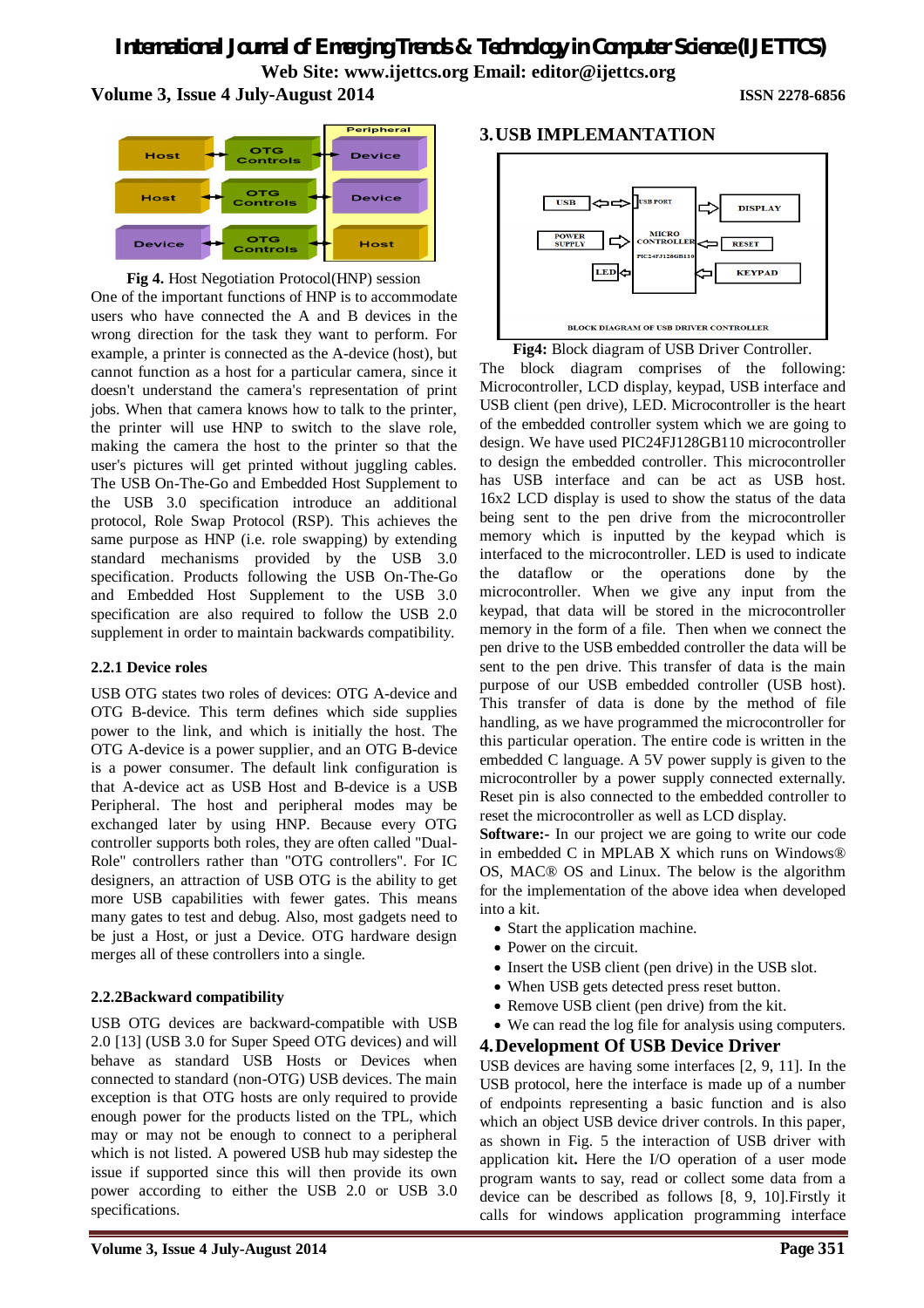**Fig 4.** Host Negotiation Protocol(HNP) session

One of the important functions of HNP is to accommodate users who have connected the A and B devices in the wrong direction for the task they want to perform. For example, a printer is connected as the A-device (host), but cannot function as a host for a particular camera, since it doesn't understand the camera's representation of print jobs. When that camera knows how to talk to the printer, the printer will use HNP to switch to the slave role, making the camera the host to the printer so that the user's pictures will get printed without juggling cables. The USB On-The-Go and Embedded Host Supplement to the USB 3.0 specification introduce an additional protocol, Role Swap Protocol (RSP). This achieves the same purpose as HNP (i.e. role swapping) by extending standard mechanisms provided by the USB 3.0 specification. Products following the USB On-The-Go and Embedded Host Supplement to the USB 3.0 specification are also required to follow the USB 2.0 specification supplement in order to maintain backwards compatibility.

### 2.2.1 Device roles

USB OTG states two roles of devices: OTG A-device and OTG B-device. This term defines which side supplies power to the link, and which is initially the host. The OTG A-device is a power supplier, and an OTG B-device is a power consumer. The default link configuration is that A-device act as USB Host and B-device is a USB Peripheral. The host and peripheral modes may be exchanged later by using HNP. Because every OTG controller supports both roles, they are often called "Dual-Role" controllers rather than "OTG controllers". For IC designers, an attraction of USB OTG is the ability to get more USB capabilities with fewer gates. This means many gates to test and debug. Also, most gadgets need to be just a Host, or just a Device. OTG hardware design merges all of these controllers into a single.

### 2.2.2Backward compatibility

USB OTG devices are backward-compatible with USB 2.0 [13] (USB 3.0 for Super Speed OTG devices) and will behave as standard USB Hosts or Devices when connected to standard (non-OTG) USB devices. The main exception is that OTG hosts are only required to provide enough power for the products listed on the TPL, which may or may not be enough to connect to a peripheral which is not listed. A powered USB hub may sidestep the issue if supported since this will then provide its own power according to either the USB 2.0 or USB 3.0 specifications.

## 3. USB IMPLEMANTATION

**Fig4:** Block diagram of USB Driver Controller.

The block diagram comprises of the following: Microcontroller, LCD display, keypad, USB interface and USB client (pen drive), LED. Microcontroller is the heart of the embedded controller system which we are going to design. We have used PIC24FJ128GB110 microcontroller to design the embedded controller. This microcontroller has USB interface and can be act as USB host. 16x2 LCD display is used to show the status of the data being sent to the pen drive from the microcontroller memory which is inputted by the keypad which is interfaced to the microcontroller. LED is used to indicate the dataflow or the operations done by the microcontroller. When we give any input from the keypad, that data will be stored in the microcontroller memory in the form of a file. Then when we connect the pen drive to the USB embedded controller the data will be sent to the pen drive. This transfer of data is the main purpose of our USB embedded controller (USB host). This transfer of data is done by the method of file handling, as we have programmed the microcontroller for this particular operation. The entire code is written in the embedded C language. A 5V power supply is given to the microcontroller by a power supply connected externally. Reset pin is also connected to the embedded controller to reset the microcontroller as well as LCD display.

**Software:-** In our project we are going to write our code in embedded C in MPLAB X which runs on Windows® OS, MAC® OS and Linux. The below is the algorithm for the implementation of the above idea when developed into a kit.

- Start the application machine.
- Power on the circuit.
- Insert the USB client (pen drive) in the USB slot.
- When USB gets detected press reset button.
- Remove USB client (pen drive) from the kit.
- We can read the log file for analysis using computers.

## 4. Development Of USB Device Driver

USB devices are having some interfaces [2, 9, 11]. In the USB protocol, here the interface is made up of a number of endpoints representing a basic function and is also which an object USB device driver controls. In this paper, as shown in Fig. 5 the interaction of USB driver with application kit. Here the I/O operation of a user mode program wants to say, read or collect some data from a device can be described as follows [8, 9, 10].Firstly it calls for windows application programming interface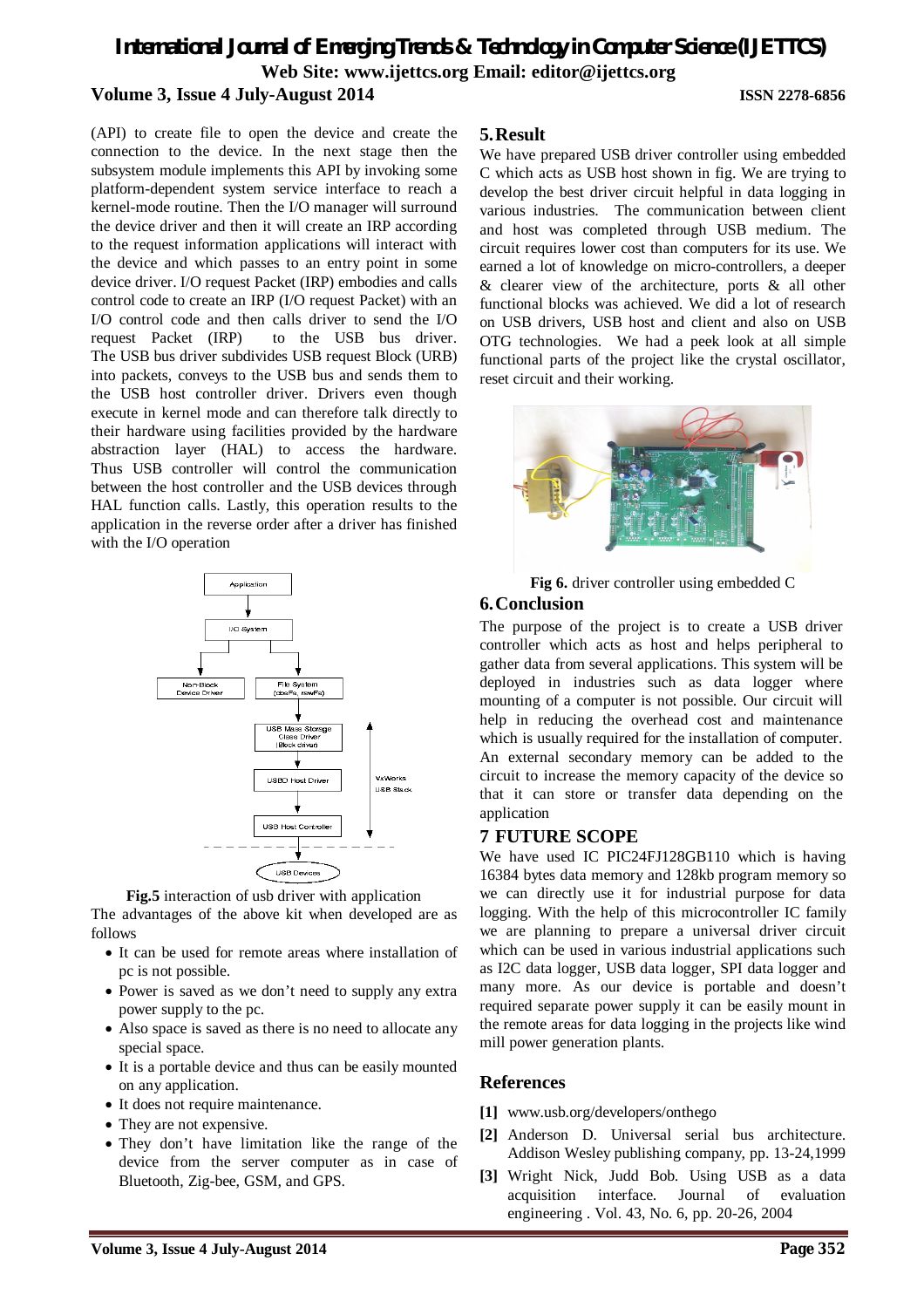(API) to create file to open the device and create the connection to the device. In the next stage then the subsystem module implements this API by invoking some platform-dependent system service interface to reach a kernel-mode routine. Then the I/O manager will surround the device driver and then it will create an IRP according to the request information applications will interact with the device and which passes to an entry point in some device driver. I/O request Packet (IRP) embodies and calls control code to create an IRP (I/O request Packet) with an I/O control code and then calls driver to send the I/O request Packet (IRP) to the USB bus driver. The USB bus driver subdivides USB request Block (URB) into packets, conveys to the USB bus and sends them to the USB host controller driver. Drivers even though execute in kernel mode and can therefore talk directly to their hardware using facilities provided by the hardware abstraction layer (HAL) to access the hardware. Thus USB controller will control the communication between the host controller and the USB devices through HAL function calls. Lastly, this operation results to the application in the reverse order after a driver has finished with the I/O operation

**Fig.5** interaction of usb driver with application

The advantages of the above kit when developed are as follows

- It can be used for remote areas where installation of pc is not possible.
- Power is saved as we don't need to supply any extra power supply to the pc.
- Also space is saved as there is no need to allocate any special space.
- It is a portable device and thus can be easily mounted on any application.
- It does not require maintenance.
- They are not expensive.
- They don't have limitation like the range of the device from the server computer as in case of Bluetooth, Zig-bee, GSM, and GPS.

## 5. Result

We have prepared USB driver controller using embedded C which acts as USB host shown in fig. We are trying to develop the best driver circuit helpful in data logging in various industries. The communication between client and host was completed through USB medium. The circuit requires lower cost than computers for its use. We earned a lot of knowledge on micro-controllers, a deeper & clearer view of the architecture, ports & all other functional blocks was achieved. We did a lot of research on USB drivers, USB host and client and also on USB OTG technologies. We had a peek look at all simple functional parts of the project like the crystal oscillator, reset circuit and their working.

**Fig 6.** driver controller using embedded C

## 6. Conclusion

The purpose of the project is to create a USB driver controller which acts as host and helps peripheral to gather data from several applications. This system will be deployed in industries such as data logger where mounting of a computer is not possible. Our circuit will help in reducing the overhead cost and maintenance which is usually required for the installation of computer. An external secondary memory can be added to the circuit to increase the memory capacity of the device so that it can store or transfer data depending on the application

## 7 FUTURE SCOPE

We have used IC PIC24FJ128GB110 which is having 16384 bytes data memory and 128kb program memory so we can directly use it for industrial purpose for data logging. With the help of this microcontroller IC family we are planning to prepare a universal driver circuit which can be used in various industrial applications such as I2C data logger, USB data logger, SPI data logger and many more. As our device is portable and doesn't required separate power supply it can be easily mount in the remote areas for data logging in the projects like wind mill power generation plants.

## References

**[1]** www.usb.org/developers/onthego

**[2]** Anderson D. Universal serial bus architecture. Addison Wesley publishing company, pp. 13-24,1999

**[3]** Wright Nick, Judd Bob. Using USB as a data acquisition interface. Journal of evaluation engineering . Vol. 43, No. 6, pp. 20-26, 2004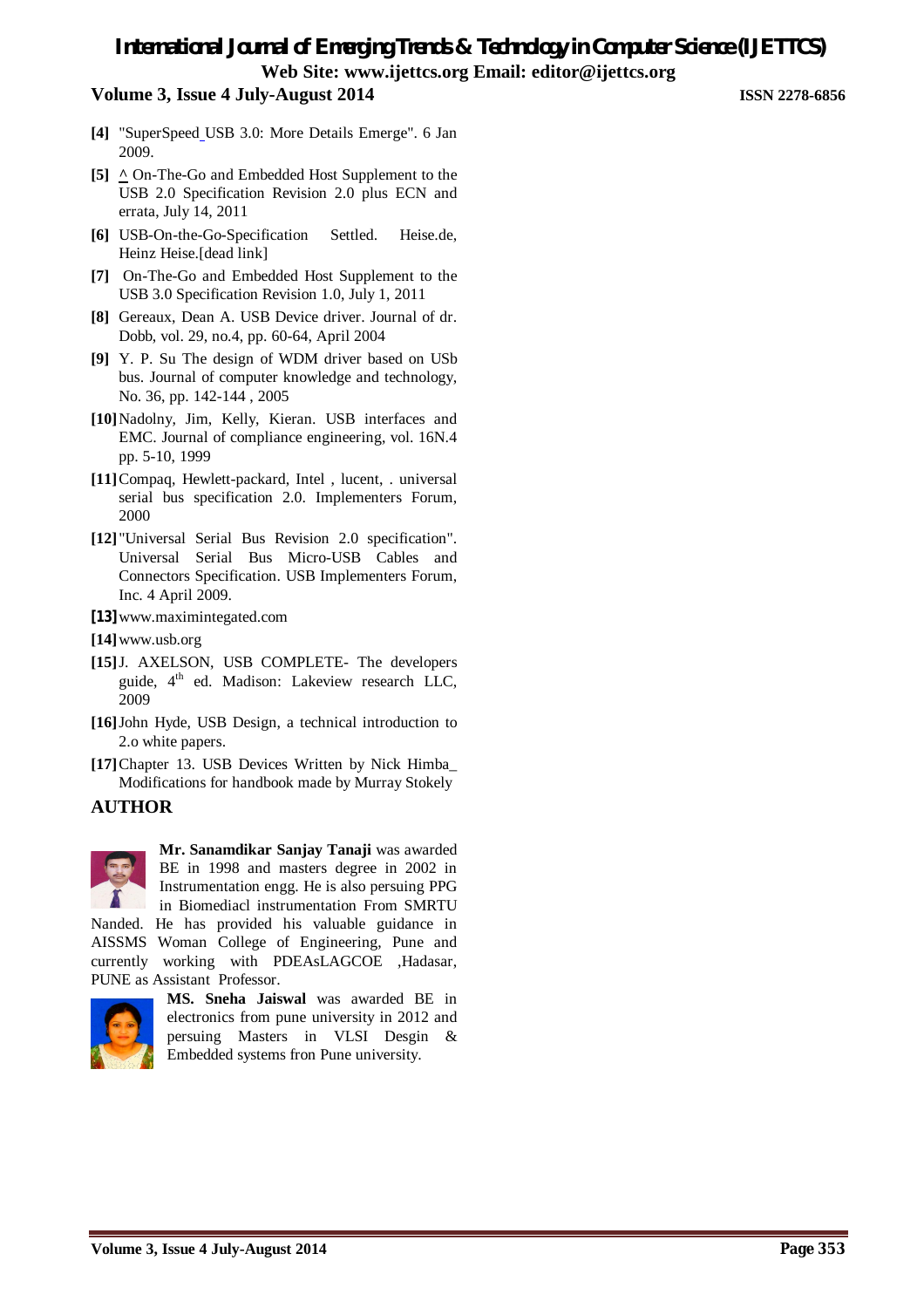- **[4]** "SuperSpeed USB 3.0: More Details Emerge". 6 Jan 2009.
- **[5]** ^ On-The-Go and Embedded Host Supplement to the USB 2.0 Specification Revision 2.0 plus ECN and errata, July 14, 2011
- **[6]** USB-On-the-Go-Specification Settled. Heise.de, Heinz Heise.[dead link]
- **[7]** On-The-Go and Embedded Host Supplement to the USB 3.0 Specification Revision 1.0, July 1, 2011
- **[8]** Gereaux, Dean A. USB Device driver. Journal of dr. Dobb, vol. 29, no.4, pp. 60-64, April 2004
- **[9]** Y. P. Su The design of WDM driver based on USb bus. Journal of computer knowledge and technology, No. 36, pp. 142-144 , 2005
- **[10]** Nadolny, Jim, Kelly, Kieran. USB interfaces and EMC. Journal of compliance engineering, vol. 16N.4 pp. 5-10, 1999
- **[11]** Compaq, Hewlett-packard, Intel , lucent, . universal serial bus specification 2.0. Implementers Forum, 2000
- **[12]** "Universal Serial Bus Revision 2.0 specification". Universal Serial Bus Micro-USB Cables and Connectors Specification. USB Implementers Forum, Inc. 4 April 2009.
- **[13]** www.maximintegated.com
- **[14]** www.usb.org
- **[15]** J. AXELSON, USB COMPLETE- The developers guide, 4th ed. Madison: Lakeview research LLC, 2009
- **[16]** John Hyde, USB Design, a technical introduction to 2.o white papers.
- **[17]** Chapter 13. USB Devices Written by Nick Himba_ Modifications for handbook made by Murray Stokely

## AUTHOR

**Mr. Sanamdikar Sanjay Tanaji** was awarded BE in 1998 and masters degree in 2002 in Instrumentation engg. He is also persuing PPG in Biomediacl instrumentation From SMRTU Nanded. He has provided his valuable guidance in AISSMS Woman College of Engineering, Pune and currently working with PDEAsLAGCOE ,Hadasar, PUNE as Assistant Professor.

**MS. Sneha Jaiswal** was awarded BE in electronics from pune university in 2012 and persuing Masters in VLSI Desgin & Embedded systems fron Pune university.